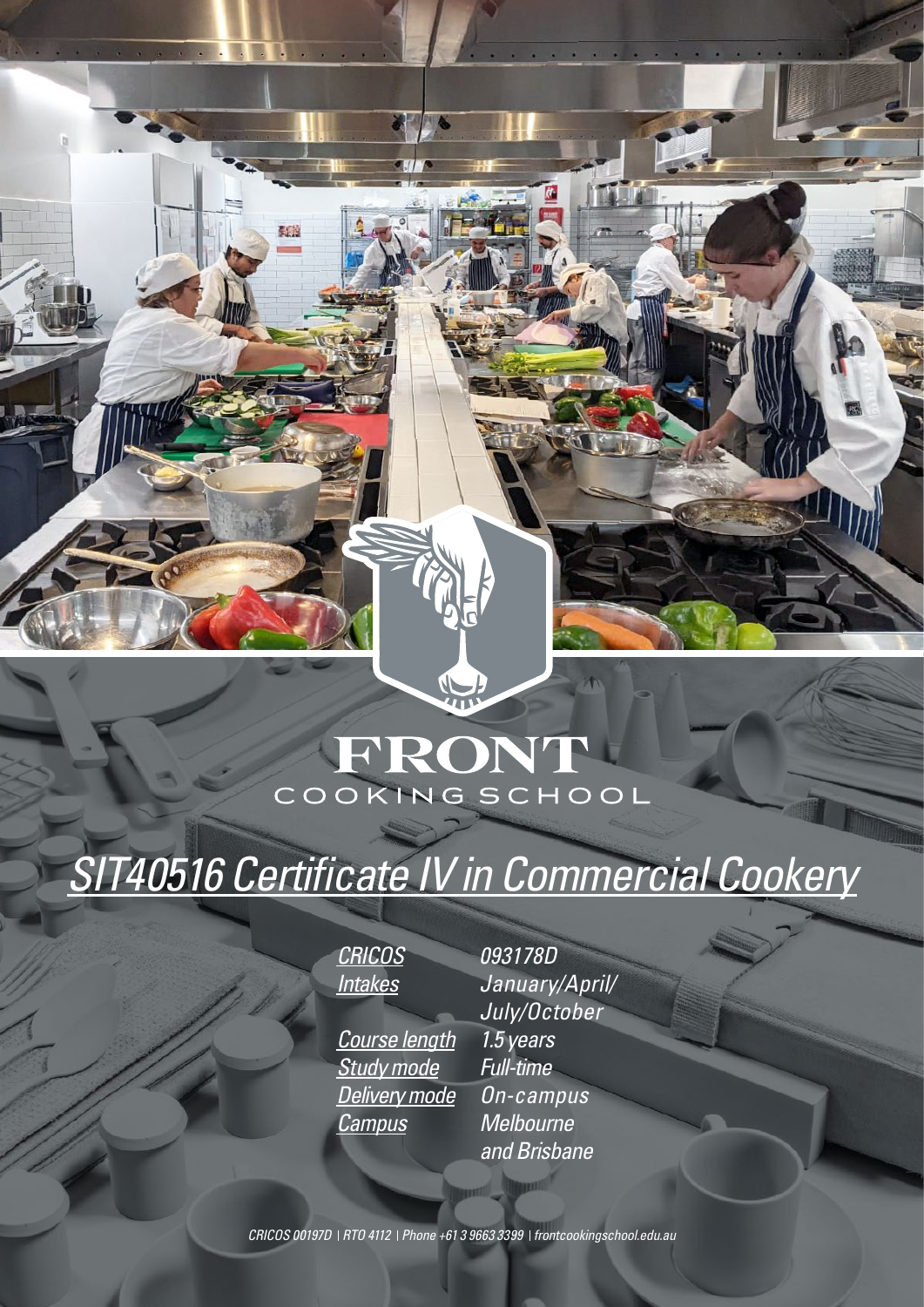FRONT
COOKING SCHOOL

# *SIT40516 Certificate IV in Commercial Cookery*

| | |
|---|---|
| *CRICOS* | *093178D* |
| *Intakes* | *January/April/ July/October* |
| *Course length* | *1.5 years* |
| *Study mode* | *Full-time* |
| *Delivery mode* | *On-campus* |
| *Campus* | *Melbourne and Brisbane* |

*CRICOS 00197D | RTO 4112 | Phone +61 3 9663 3399 | frontcookingschool.edu.au*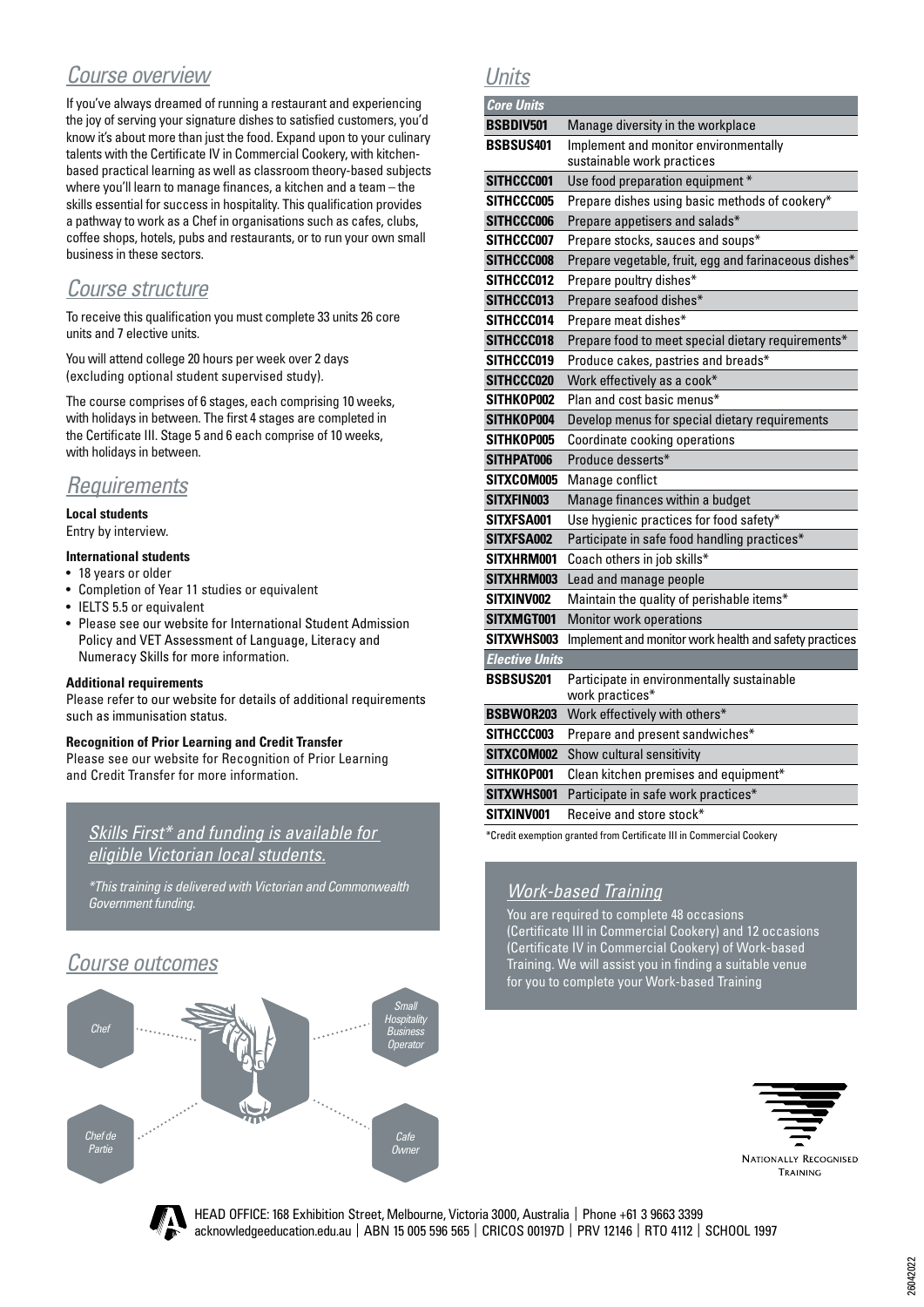## Course overview

If you've always dreamed of running a restaurant and experiencing the joy of serving your signature dishes to satisfied customers, you'd know it's about more than just the food. Expand upon to your culinary talents with the Certificate IV in Commercial Cookery, with kitchen-based practical learning as well as classroom theory-based subjects where you'll learn to manage finances, a kitchen and a team – the skills essential for success in hospitality. This qualification provides a pathway to work as a Chef in organisations such as cafes, clubs, coffee shops, hotels, pubs and restaurants, or to run your own small business in these sectors.

## Course structure

To receive this qualification you must complete 33 units 26 core units and 7 elective units.

You will attend college 20 hours per week over 2 days (excluding optional student supervised study).

The course comprises of 6 stages, each comprising 10 weeks, with holidays in between. The first 4 stages are completed in the Certificate III. Stage 5 and 6 each comprise of 10 weeks, with holidays in between.

## Requirements

**Local students**
Entry by interview.

**International students**

- 18 years or older
- Completion of Year 11 studies or equivalent
- IELTS 5.5 or equivalent
- Please see our website for International Student Admission Policy and VET Assessment of Language, Literacy and Numeracy Skills for more information.

**Additional requirements**
Please refer to our website for details of additional requirements such as immunisation status.

**Recognition of Prior Learning and Credit Transfer**
Please see our website for Recognition of Prior Learning and Credit Transfer for more information.

*Skills First* and funding is available for eligible Victorian local students.*

**This training is delivered with Victorian and Commonwealth Government funding.*

## Course outcomes

Chef

Small Hospitality Business Operator

Chef de Partie

Cafe Owner

## Units

| | |
|---|---|
| ***Core Units*** | |
| **BSBDIV501** | Manage diversity in the workplace |
| **BSBSUS401** | Implement and monitor environmentally sustainable work practices |
| **SITHCCC001** | Use food preparation equipment * |
| **SITHCCC005** | Prepare dishes using basic methods of cookery* |
| **SITHCCC006** | Prepare appetisers and salads* |
| **SITHCCC007** | Prepare stocks, sauces and soups* |
| **SITHCCC008** | Prepare vegetable, fruit, egg and farinaceous dishes* |
| **SITHCCC012** | Prepare poultry dishes* |
| **SITHCCC013** | Prepare seafood dishes* |
| **SITHCCC014** | Prepare meat dishes* |
| **SITHCCC018** | Prepare food to meet special dietary requirements* |
| **SITHCCC019** | Produce cakes, pastries and breads* |
| **SITHCCC020** | Work effectively as a cook* |
| **SITHKOP002** | Plan and cost basic menus* |
| **SITHKOP004** | Develop menus for special dietary requirements |
| **SITHKOP005** | Coordinate cooking operations |
| **SITHPAT006** | Produce desserts* |
| **SITXCOM005** | Manage conflict |
| **SITXFIN003** | Manage finances within a budget |
| **SITXFSA001** | Use hygienic practices for food safety* |
| **SITXFSA002** | Participate in safe food handling practices* |
| **SITXHRM001** | Coach others in job skills* |
| **SITXHRM003** | Lead and manage people |
| **SITXINV002** | Maintain the quality of perishable items* |
| **SITXMGT001** | Monitor work operations |
| **SITXWHS003** | Implement and monitor work health and safety practices |
| ***Elective Units*** | |
| **BSBSUS201** | Participate in environmentally sustainable work practices* |
| **BSBWOR203** | Work effectively with others* |
| **SITHCCC003** | Prepare and present sandwiches* |
| **SITXCOM002** | Show cultural sensitivity |
| **SITHKOP001** | Clean kitchen premises and equipment* |
| **SITXWHS001** | Participate in safe work practices* |
| **SITXINV001** | Receive and store stock* |

*Credit exemption granted from Certificate III in Commercial Cookery

## Work-based Training

You are required to complete 48 occasions (Certificate III in Commercial Cookery) and 12 occasions (Certificate IV in Commercial Cookery) of Work-based Training. We will assist you in finding a suitable venue for you to complete your Work-based Training

NATIONALLY RECOGNISED TRAINING

HEAD OFFICE: 168 Exhibition Street, Melbourne, Victoria 3000, Australia | Phone +61 3 9663 3399
acknowledgeeducation.edu.au | ABN 15 005 596 565 | CRICOS 00197D | PRV 12146 | RTO 4112 | SCHOOL 1997

26042022